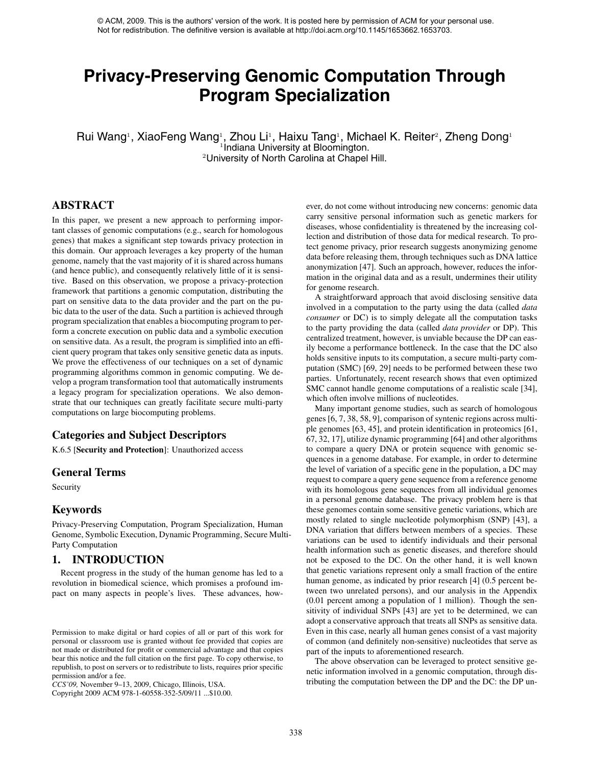© ACM, 2009. This is the authors' version of the work. It is posted here by permission of ACM for your personal use. Not for redistribution. The definitive version is available at http://doi.acm.org/10.1145/1653662.1653703.

# Privacy-Preserving Genomic Computation Through Program Specialization

Rui Wang[1], XiaoFeng Wang[1], Zhou Li[1], Haixu Tang[1], Michael K. Reiter[2], Zheng Dong[1]
[1]Indiana University at Bloomington.
[2]University of North Carolina at Chapel Hill.

## ABSTRACT

In this paper, we present a new approach to performing important classes of genomic computations (e.g., search for homologous genes) that makes a significant step towards privacy protection in this domain. Our approach leverages a key property of the human genome, namely that the vast majority of it is shared across humans (and hence public), and consequently relatively little of it is sensitive. Based on this observation, we propose a privacy-protection framework that partitions a genomic computation, distributing the part on sensitive data to the data provider and the part on the pubic data to the user of the data. Such a partition is achieved through program specialization that enables a biocomputing program to perform a concrete execution on public data and a symbolic execution on sensitive data. As a result, the program is simplified into an efficient query program that takes only sensitive genetic data as inputs. We prove the effectiveness of our techniques on a set of dynamic programming algorithms common in genomic computing. We develop a program transformation tool that automatically instruments a legacy program for specialization operations. We also demonstrate that our techniques can greatly facilitate secure multi-party computations on large biocomputing problems.

## Categories and Subject Descriptors

K.6.5 [**Security and Protection**]: Unauthorized access

## General Terms

Security

## Keywords

Privacy-Preserving Computation, Program Specialization, Human Genome, Symbolic Execution, Dynamic Programming, Secure Multi-Party Computation

## 1. INTRODUCTION

Recent progress in the study of the human genome has led to a revolution in biomedical science, which promises a profound impact on many aspects in people's lives. These advances, however, do not come without introducing new concerns: genomic data carry sensitive personal information such as genetic markers for diseases, whose confidentiality is threatened by the increasing collection and distribution of those data for medical research. To protect genome privacy, prior research suggests anonymizing genome data before releasing them, through techniques such as DNA lattice anonymization [47]. Such an approach, however, reduces the information in the original data and as a result, undermines their utility for genome research.

A straightforward approach that avoid disclosing sensitive data involved in a computation to the party using the data (called *data consumer* or DC) is to simply delegate all the computation tasks to the party providing the data (called *data provider* or DP). This centralized treatment, however, is unviable because the DP can easily become a performance bottleneck. In the case that the DC also holds sensitive inputs to its computation, a secure multi-party computation (SMC) [69, 29] needs to be performed between these two parties. Unfortunately, recent research shows that even optimized SMC cannot handle genome computations of a realistic scale [34], which often involve millions of nucleotides.

Many important genome studies, such as search of homologous genes [6, 7, 38, 58, 9], comparison of syntenic regions across multiple genomes [63, 45], and protein identification in proteomics [61, 67, 32, 17], utilize dynamic programming [64] and other algorithms to compare a query DNA or protein sequence with genomic sequences in a genome database. For example, in order to determine the level of variation of a specific gene in the population, a DC may request to compare a query gene sequence from a reference genome with its homologous gene sequences from all individual genomes in a personal genome database. The privacy problem here is that these genomes contain some sensitive genetic variations, which are mostly related to single nucleotide polymorphism (SNP) [43], a DNA variation that differs between members of a species. These variations can be used to identify individuals and their personal health information such as genetic diseases, and therefore should not be exposed to the DC. On the other hand, it is well known that genetic variations represent only a small fraction of the entire human genome, as indicated by prior research [4] (0.5 percent between two unrelated persons), and our analysis in the Appendix (0.01 percent among a population of 1 million). Though the sensitivity of individual SNPs [43] are yet to be determined, we can adopt a conservative approach that treats all SNPs as sensitive data. Even in this case, nearly all human genes consist of a vast majority of common (and definitely non-sensitive) nucleotides that serve as part of the inputs to aforementioned research.

The above observation can be leveraged to protect sensitive genetic information involved in a genomic computation, through distributing the computation between the DP and the DC: the DP un-

Permission to make digital or hard copies of all or part of this work for personal or classroom use is granted without fee provided that copies are not made or distributed for profit or commercial advantage and that copies bear this notice and the full citation on the first page. To copy otherwise, to republish, to post on servers or to redistribute to lists, requires prior specific permission and/or a fee.
*CCS'09,* November 9–13, 2009, Chicago, Illinois, USA.
Copyright 2009 ACM 978-1-60558-352-5/09/11 ...$10.00.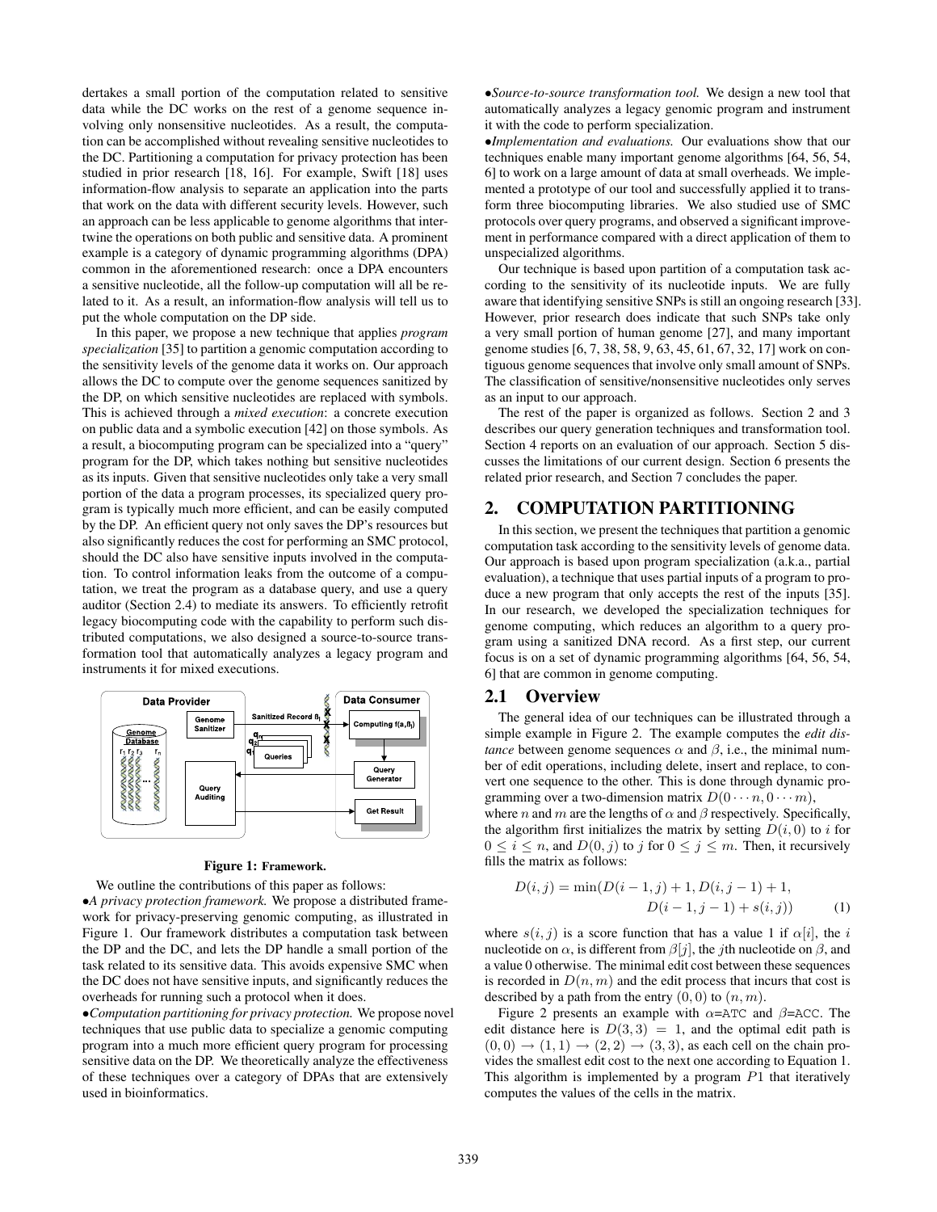dertakes a small portion of the computation related to sensitive data while the DC works on the rest of a genome sequence involving only nonsensitive nucleotides. As a result, the computation can be accomplished without revealing sensitive nucleotides to the DC. Partitioning a computation for privacy protection has been studied in prior research [18, 16]. For example, Swift [18] uses information-flow analysis to separate an application into the parts that work on the data with different security levels. However, such an approach can be less applicable to genome algorithms that intertwine the operations on both public and sensitive data. A prominent example is a category of dynamic programming algorithms (DPA) common in the aforementioned research: once a DPA encounters a sensitive nucleotide, all the follow-up computation will all be related to it. As a result, an information-flow analysis will tell us to put the whole computation on the DP side.

In this paper, we propose a new technique that applies *program specialization* [35] to partition a genomic computation according to the sensitivity levels of the genome data it works on. Our approach allows the DC to compute over the genome sequences sanitized by the DP, on which sensitive nucleotides are replaced with symbols. This is achieved through a *mixed execution*: a concrete execution on public data and a symbolic execution [42] on those symbols. As a result, a biocomputing program can be specialized into a "query" program for the DP, which takes nothing but sensitive nucleotides as its inputs. Given that sensitive nucleotides only take a very small portion of the data a program processes, its specialized query program is typically much more efficient, and can be easily computed by the DP. An efficient query not only saves the DP's resources but also significantly reduces the cost for performing an SMC protocol, should the DC also have sensitive inputs involved in the computation. To control information leaks from the outcome of a computation, we treat the program as a database query, and use a query auditor (Section 2.4) to mediate its answers. To efficiently retrofit legacy biocomputing code with the capability to perform such distributed computations, we also designed a source-to-source transformation tool that automatically analyzes a legacy program and instruments it for mixed executions.

Data Provider

Genome Sanitizer

Genome Database

$r_1$ $r_2$ $r_3$ $r_n$

Query Auditing

Sanitized Record $\bar{\beta}_i$

$q_1$ $q_2$ $q_1$

Queries

Data Consumer

Computing $f(\alpha, \bar{\beta}_i)$

Query Generator

Get Result

**Figure 1: Framework.**

We outline the contributions of this paper as follows:

•*A privacy protection framework.* We propose a distributed framework for privacy-preserving genomic computing, as illustrated in Figure 1. Our framework distributes a computation task between the DP and the DC, and lets the DP handle a small portion of the task related to its sensitive data. This avoids expensive SMC when the DC does not have sensitive inputs, and significantly reduces the overheads for running a protocol when it does.

•*Computation partitioning for privacy protection.* We propose novel techniques that use public data to specialize a genomic computing program into a much more efficient query program for processing sensitive data on the DP. We theoretically analyze the effectiveness of these techniques over a category of DPAs that are extensively used in bioinformatics.

•*Source-to-source transformation tool.* We design a new tool that automatically analyzes a legacy genomic program and instrument it with the code to perform specialization.

•*Implementation and evaluations.* Our evaluations show that our techniques enable many important genome algorithms [64, 56, 54, 6] to work on a large amount of data at small overheads. We implemented a prototype of our tool and successfully applied it to transform three biocomputing libraries. We also studied use of SMC protocols over query programs, and observed a significant improvement in performance compared with a direct application of them to unspecialized algorithms.

Our technique is based upon partition of a computation task according to the sensitivity of its nucleotide inputs. We are fully aware that identifying sensitive SNPs is still an ongoing research [33]. However, prior research does indicate that such SNPs take only a very small portion of human genome [27], and many important genome studies [6, 7, 38, 58, 9, 63, 45, 61, 67, 32, 17] work on contiguous genome sequences that involve only small amount of SNPs. The classification of sensitive/nonsensitive nucleotides only serves as an input to our approach.

The rest of the paper is organized as follows. Section 2 and 3 describes our query generation techniques and transformation tool. Section 4 reports on an evaluation of our approach. Section 5 discusses the limitations of our current design. Section 6 presents the related prior research, and Section 7 concludes the paper.

## 2. COMPUTATION PARTITIONING

In this section, we present the techniques that partition a genomic computation task according to the sensitivity levels of genome data. Our approach is based upon program specialization (a.k.a., partial evaluation), a technique that uses partial inputs of a program to produce a new program that only accepts the rest of the inputs [35]. In our research, we developed the specialization techniques for genome computing, which reduces an algorithm to a query program using a sanitized DNA record. As a first step, our current focus is on a set of dynamic programming algorithms [64, 56, 54, 6] that are common in genome computing.

### 2.1 Overview

The general idea of our techniques can be illustrated through a simple example in Figure 2. The example computes the *edit distance* between genome sequences $\alpha$ and $\beta$, i.e., the minimal number of edit operations, including delete, insert and replace, to convert one sequence to the other. This is done through dynamic programming over a two-dimension matrix $D(0 \cdots n, 0 \cdots m)$, where $n$ and $m$ are the lengths of $\alpha$ and $\beta$ respectively. Specifically, the algorithm first initializes the matrix by setting $D(i, 0)$ to $i$ for $0 \le i \le n$, and $D(0, j)$ to $j$ for $0 \le j \le m$. Then, it recursively fills the matrix as follows:

$$D(i,j) = \min(D(i-1,j)+1, D(i,j-1)+1, D(i-1,j-1)+s(i,j)) \quad (1)$$

where $s(i, j)$ is a score function that has a value 1 if $\alpha[i]$, the $i$ nucleotide on $\alpha$, is different from $\beta[j]$, the $j$th nucleotide on $\beta$, and a value 0 otherwise. The minimal edit cost between these sequences is recorded in $D(n, m)$ and the edit process that incurs that cost is described by a path from the entry $(0, 0)$ to $(n, m)$.

Figure 2 presents an example with $\alpha$=ATC and $\beta$=ACC. The edit distance here is $D(3, 3) = 1$, and the optimal edit path is $(0, 0) \rightarrow (1, 1) \rightarrow (2, 2) \rightarrow (3, 3)$, as each cell on the chain provides the smallest edit cost to the next one according to Equation 1. This algorithm is implemented by a program $P1$ that iteratively computes the values of the cells in the matrix.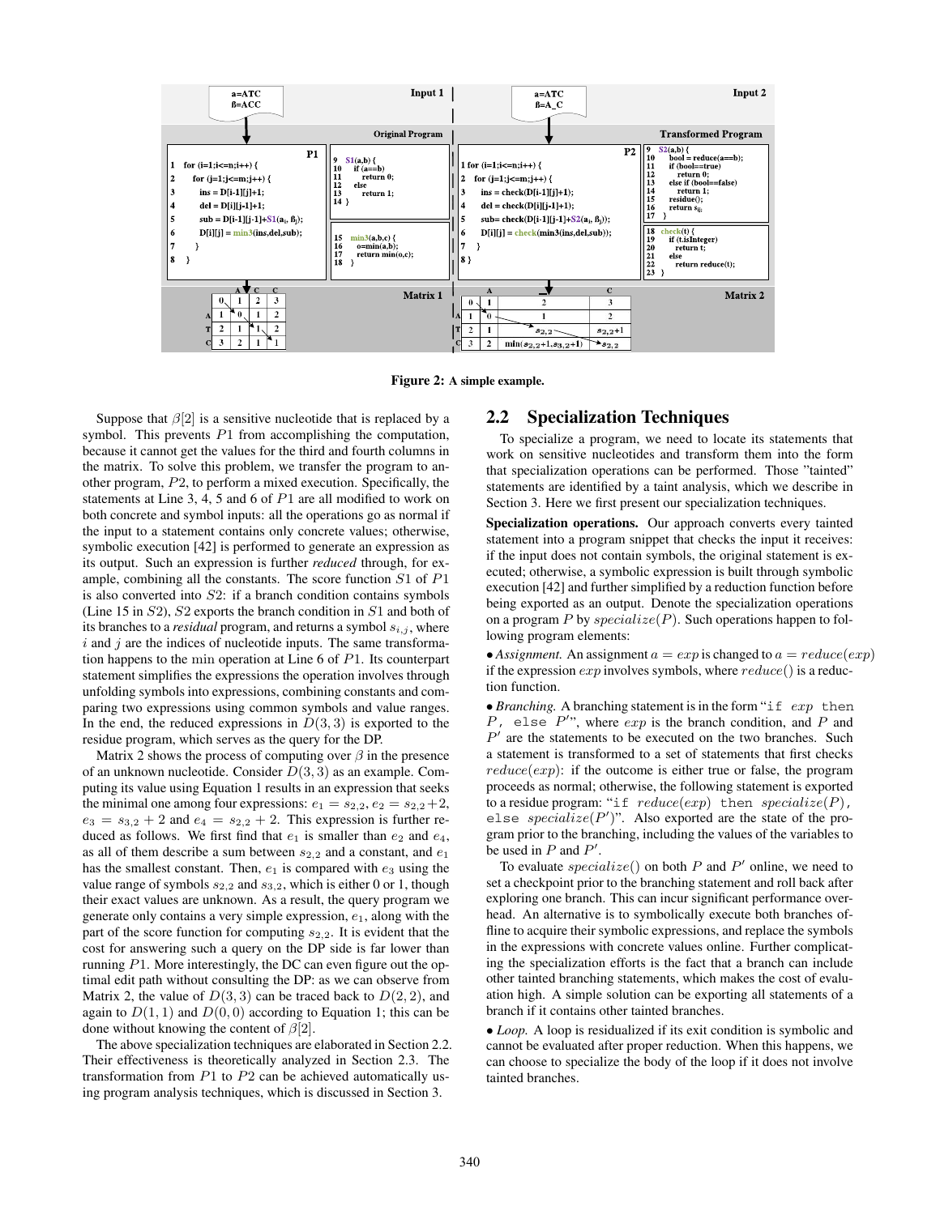Input 1

a=ATC
ß=ACC

Original Program

P1

```
1   for (i=1;i<=n;i++) {
2     for (j=1;j<=m;j++) {
3       ins = D[i-1][j]+1;
4       del = D[i][j-1]+1;
5       sub = D[i-1][j-1]+S1(ai, ßj);
6       D[i][j] = min3(ins,del,sub);
7     }
8   }
```

```
9   S1(a,b) {
10    if (a==b)
11      return 0;
12    else
13      return 1;
14  }
```

```
15  min3(a,b,c) {
16    o=min(a,b);
17    return min(o,c);
18  }
```

Matrix 1

Input 2

a=ATC
ß=A_C

Transformed Program

P2

```
1 for (i=1;i<=n;i++) {
2   for (j=1;j<=m;j++) {
3     ins = check(D[i-1][j]+1);
4     del = check(D[i][j-1]+1);
5     sub= check(D[i-1][j-1]+S2(ai, ßj));
6     D[i][j] = check(min3(ins,del,sub));
7   }
8 }
```

```
9   S2(a,b) {
10    bool = reduce(a==b);
11    if (bool==true)
12      return 0;
13    else if (bool==false)
14      return 1;
15    residue();
16    return sij;
17  }
```

```
18  check(t) {
19    if (t.isInteger)
20      return t;
21    else
22      return reduce(t);
23  }
```

Matrix 2

**Figure 2: A simple example.**

Suppose that $\beta[2]$ is a sensitive nucleotide that is replaced by a symbol. This prevents $P1$ from accomplishing the computation, because it cannot get the values for the third and fourth columns in the matrix. To solve this problem, we transfer the program to another program, $P2$, to perform a mixed execution. Specifically, the statements at Line 3, 4, 5 and 6 of $P1$ are all modified to work on both concrete and symbol inputs: all the operations go as normal if the input to a statement contains only concrete values; otherwise, symbolic execution [42] is performed to generate an expression as its output. Such an expression is further *reduced* through, for example, combining all the constants. The score function $S1$ of $P1$ is also converted into $S2$: if a branch condition contains symbols (Line 15 in $S2$), $S2$ exports the branch condition in $S1$ and both of its branches to a *residual* program, and returns a symbol $s_{i,j}$, where $i$ and $j$ are the indices of nucleotide inputs. The same transformation happens to the min operation at Line 6 of $P1$. Its counterpart statement simplifies the expressions the operation involves through unfolding symbols into expressions, combining constants and comparing two expressions using common symbols and value ranges. In the end, the reduced expressions in $D(3,3)$ is exported to the residue program, which serves as the query for the DP.

Matrix 2 shows the process of computing over $\beta$ in the presence of an unknown nucleotide. Consider $D(3,3)$ as an example. Computing its value using Equation 1 results in an expression that seeks the minimal one among four expressions: $e_1 = s_{2,2}$, $e_2 = s_{2,2}+2$, $e_3 = s_{3,2}+2$ and $e_4 = s_{2,2}+2$. This expression is further reduced as follows. We first find that $e_1$ is smaller than $e_2$ and $e_4$, as all of them describe a sum between $s_{2,2}$ and a constant, and $e_1$ has the smallest constant. Then, $e_1$ is compared with $e_3$ using the value range of symbols $s_{2,2}$ and $s_{3,2}$, which is either 0 or 1, though their exact values are unknown. As a result, the query program we generate only contains a very simple expression, $e_1$, along with the part of the score function for computing $s_{2,2}$. It is evident that the cost for answering such a query on the DP side is far lower than running $P1$. More interestingly, the DC can even figure out the optimal edit path without consulting the DP: as we can observe from Matrix 2, the value of $D(3,3)$ can be traced back to $D(2,2)$, and again to $D(1,1)$ and $D(0,0)$ according to Equation 1; this can be done without knowing the content of $\beta[2]$.

The above specialization techniques are elaborated in Section 2.2. Their effectiveness is theoretically analyzed in Section 2.3. The transformation from $P1$ to $P2$ can be achieved automatically using program analysis techniques, which is discussed in Section 3.

## 2.2 Specialization Techniques

To specialize a program, we need to locate its statements that work on sensitive nucleotides and transform them into the form that specialization operations can be performed. Those "tainted" statements are identified by a taint analysis, which we describe in Section 3. Here we first present our specialization techniques.

**Specialization operations.** Our approach converts every tainted statement into a program snippet that checks the input it receives: if the input does not contain symbols, the original statement is executed; otherwise, a symbolic expression is built through symbolic execution [42] and further simplified by a reduction function before being exported as an output. Denote the specialization operations on a program $P$ by $specialize(P)$. Such operations happen to following program elements:

• *Assignment.* An assignment $a = exp$ is changed to $a = reduce(exp)$ if the expression $exp$ involves symbols, where $reduce()$ is a reduction function.

• *Branching.* A branching statement is in the form "if $exp$ then $P$, else $P'$", where $exp$ is the branch condition, and $P$ and $P'$ are the statements to be executed on the two branches. Such a statement is transformed to a set of statements that first checks $reduce(exp)$: if the outcome is either true or false, the program proceeds as normal; otherwise, the following statement is exported to a residue program: "if $reduce(exp)$ then $specialize(P)$, else $specialize(P')$". Also exported are the state of the program prior to the branching, including the values of the variables to be used in $P$ and $P'$.

To evaluate $specialize()$ on both $P$ and $P'$ online, we need to set a checkpoint prior to the branching statement and roll back after exploring one branch. This can incur significant performance overhead. An alternative is to symbolically execute both branches offline to acquire their symbolic expressions, and replace the symbols in the expressions with concrete values online. Further complicating the specialization efforts is the fact that a branch can include other tainted branching statements, which makes the cost of evaluation high. A simple solution can be exporting all statements of a branch if it contains other tainted branches.

• *Loop.* A loop is residualized if its exit condition is symbolic and cannot be evaluated after proper reduction. When this happens, we can choose to specialize the body of the loop if it does not involve tainted branches.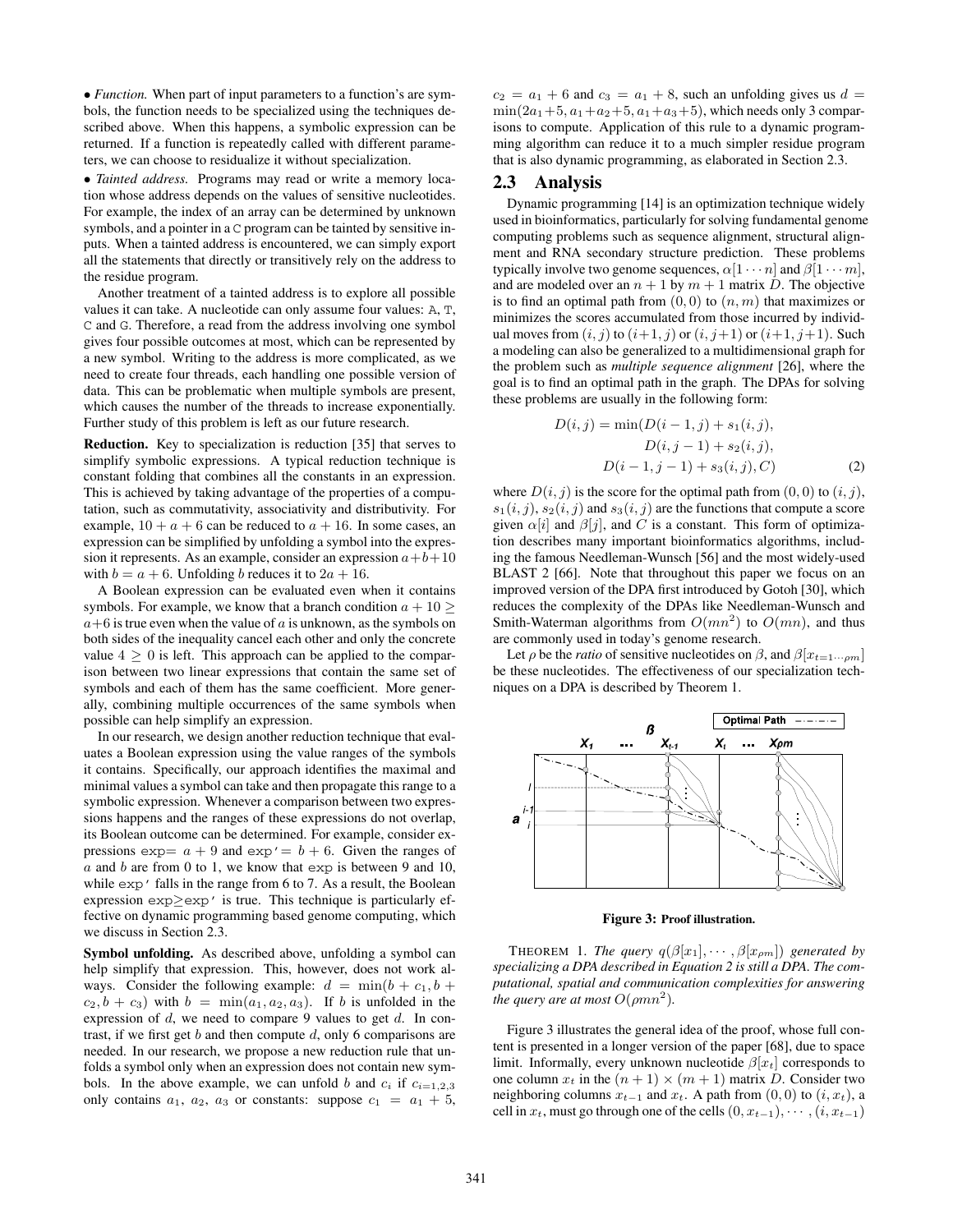• *Function.* When part of input parameters to a function's are symbols, the function needs to be specialized using the techniques described above. When this happens, a symbolic expression can be returned. If a function is repeatedly called with different parameters, we can choose to residualize it without specialization.

• *Tainted address.* Programs may read or write a memory location whose address depends on the values of sensitive nucleotides. For example, the index of an array can be determined by unknown symbols, and a pointer in a C program can be tainted by sensitive inputs. When a tainted address is encountered, we can simply export all the statements that directly or transitively rely on the address to the residue program.

Another treatment of a tainted address is to explore all possible values it can take. A nucleotide can only assume four values: A, T, C and G. Therefore, a read from the address involving one symbol gives four possible outcomes at most, which can be represented by a new symbol. Writing to the address is more complicated, as we need to create four threads, each handling one possible version of data. This can be problematic when multiple symbols are present, which causes the number of the threads to increase exponentially. Further study of this problem is left as our future research.

**Reduction.** Key to specialization is reduction [35] that serves to simplify symbolic expressions. A typical reduction technique is constant folding that combines all the constants in an expression. This is achieved by taking advantage of the properties of a computation, such as commutativity, associativity and distributivity. For example, $10 + a + 6$ can be reduced to $a + 16$. In some cases, an expression can be simplified by unfolding a symbol into the expression it represents. As an example, consider an expression $a + b + 10$ with $b = a + 6$. Unfolding $b$ reduces it to $2a + 16$.

A Boolean expression can be evaluated even when it contains symbols. For example, we know that a branch condition $a + 10 \geq a + 6$ is true even when the value of $a$ is unknown, as the symbols on both sides of the inequality cancel each other and only the concrete value $4 \geq 0$ is left. This approach can be applied to the comparison between two linear expressions that contain the same set of symbols and each of them has the same coefficient. More generally, combining multiple occurrences of the same symbols when possible can help simplify an expression.

In our research, we design another reduction technique that evaluates a Boolean expression using the value ranges of the symbols it contains. Specifically, our approach identifies the maximal and minimal values a symbol can take and then propagate this range to a symbolic expression. Whenever a comparison between two expressions happens and the ranges of these expressions do not overlap, its Boolean outcome can be determined. For example, consider expressions exp= $a + 9$ and exp'= $b + 6$. Given the ranges of $a$ and $b$ are from 0 to 1, we know that exp is between 9 and 10, while exp' falls in the range from 6 to 7. As a result, the Boolean expression exp$\geq$exp' is true. This technique is particularly effective on dynamic programming based genome computing, which we discuss in Section 2.3.

**Symbol unfolding.** As described above, unfolding a symbol can help simplify that expression. This, however, does not work always. Consider the following example: $d = \min(b + c_1, b + c_2, b + c_3)$ with $b = \min(a_1, a_2, a_3)$. If $b$ is unfolded in the expression of $d$, we need to compare 9 values to get $d$. In contrast, if we first get $b$ and then compute $d$, only 6 comparisons are needed. In our research, we propose a new reduction rule that unfolds a symbol only when an expression does not contain new symbols. In the above example, we can unfold $b$ and $c_i$ if $c_{i=1,2,3}$ only contains $a_1$, $a_2$, $a_3$ or constants: suppose $c_1 = a_1 + 5$, $c_2 = a_1 + 6$ and $c_3 = a_1 + 8$, such an unfolding gives us $d = \min(2a_1 + 5, a_1 + a_2 + 5, a_1 + a_3 + 5)$, which needs only 3 comparisons to compute. Application of this rule to a dynamic programming algorithm can reduce it to a much simpler residue program that is also dynamic programming, as elaborated in Section 2.3.

## 2.3 Analysis

Dynamic programming [14] is an optimization technique widely used in bioinformatics, particularly for solving fundamental genome computing problems such as sequence alignment, structural alignment and RNA secondary structure prediction. These problems typically involve two genome sequences, $\alpha[1 \cdots n]$ and $\beta[1 \cdots m]$, and are modeled over an $n + 1$ by $m + 1$ matrix $D$. The objective is to find an optimal path from $(0, 0)$ to $(n, m)$ that maximizes or minimizes the scores accumulated from those incurred by individual moves from $(i, j)$ to $(i+1, j)$ or $(i, j+1)$ or $(i+1, j+1)$. Such a modeling can also be generalized to a multidimensional graph for the problem such as *multiple sequence alignment* [26], where the goal is to find an optimal path in the graph. The DPAs for solving these problems are usually in the following form:

$$
\begin{aligned}
D(i, j) = \min(&D(i-1, j) + s_1(i, j), \\
&D(i, j-1) + s_2(i, j), \\
&D(i-1, j-1) + s_3(i, j), C)
\end{aligned}
\tag{2}
$$

where $D(i, j)$ is the score for the optimal path from $(0, 0)$ to $(i, j)$, $s_1(i, j)$, $s_2(i, j)$ and $s_3(i, j)$ are the functions that compute a score given $\alpha[i]$ and $\beta[j]$, and $C$ is a constant. This form of optimization describes many important bioinformatics algorithms, including the famous Needleman-Wunsch [56] and the most widely-used BLAST 2 [66]. Note that throughout this paper we focus on an improved version of the DPA first introduced by Gotoh [30], which reduces the complexity of the DPAs like Needleman-Wunsch and Smith-Waterman algorithms from $O(mn^2)$ to $O(mn)$, and thus are commonly used in today's genome research.

Let $\rho$ be the *ratio* of sensitive nucleotides on $\beta$, and $\beta[x_{t=1 \cdots \rho m}]$ be these nucleotides. The effectiveness of our specialization techniques on a DPA is described by Theorem 1.

**Figure 3: Proof illustration.**

THEOREM 1. *The query $q(\beta[x_1], \cdots, \beta[x_{\rho m}])$ generated by specializing a DPA described in Equation 2 is still a DPA. The computational, spatial and communication complexities for answering the query are at most $O(\rho m n^2)$.*

Figure 3 illustrates the general idea of the proof, whose full content is presented in a longer version of the paper [68], due to space limit. Informally, every unknown nucleotide $\beta[x_t]$ corresponds to one column $x_t$ in the $(n + 1) \times (m + 1)$ matrix $D$. Consider two neighboring columns $x_{t-1}$ and $x_t$. A path from $(0, 0)$ to $(i, x_t)$, a cell in $x_t$, must go through one of the cells $(0, x_{t-1}), \cdots, (i, x_{t-1})$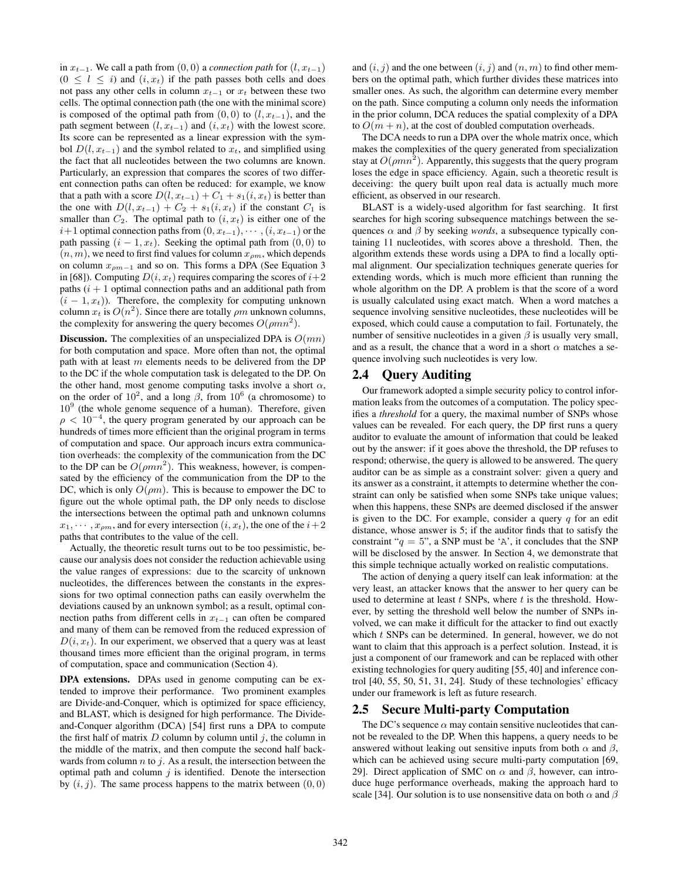in $x_{t-1}$. We call a path from $(0, 0)$ a *connection path* for $(l, x_{t-1})$ $(0 \le l \le i)$ and $(i, x_t)$ if the path passes both cells and does not pass any other cells in column $x_{t-1}$ or $x_t$ between these two cells. The optimal connection path (the one with the minimal score) is composed of the optimal path from $(0, 0)$ to $(l, x_{t-1})$, and the path segment between $(l, x_{t-1})$ and $(i, x_t)$ with the lowest score. Its score can be represented as a linear expression with the symbol $D(l, x_{t-1})$ and the symbol related to $x_t$, and simplified using the fact that all nucleotides between the two columns are known. Particularly, an expression that compares the scores of two different connection paths can often be reduced: for example, we know that a path with a score $D(l, x_{t-1}) + C_1 + s_1(i, x_t)$ is better than the one with $D(l, x_{t-1}) + C_2 + s_1(i, x_t)$ if the constant $C_1$ is smaller than $C_2$. The optimal path to $(i, x_t)$ is either one of the $i+1$ optimal connection paths from $(0, x_{t-1}), \cdots, (i, x_{t-1})$ or the path passing $(i-1, x_t)$. Seeking the optimal path from $(0, 0)$ to $(n, m)$, we need to first find values for column $x_{\rho m}$, which depends on column $x_{\rho m-1}$ and so on. This forms a DPA (See Equation 3 in [68]). Computing $D(i, x_t)$ requires comparing the scores of $i+2$ paths ($i+1$ optimal connection paths and an additional path from $(i-1, x_t)$). Therefore, the complexity for computing unknown column $x_t$ is $O(n^2)$. Since there are totally $\rho m$ unknown columns, the complexity for answering the query becomes $O(\rho mn^2)$.

**Discussion.** The complexities of an unspecialized DPA is $O(mn)$ for both computation and space. More often than not, the optimal path with at least $m$ elements needs to be delivered from the DP to the DC if the whole computation task is delegated to the DP. On the other hand, most genome computing tasks involve a short $\alpha$, on the order of $10^2$, and a long $\beta$, from $10^6$ (a chromosome) to $10^9$ (the whole genome sequence of a human). Therefore, given $\rho < 10^{-4}$, the query program generated by our approach can be hundreds of times more efficient than the original program in terms of computation and space. Our approach incurs extra communication overheads: the complexity of the communication from the DC to the DP can be $O(\rho mn^2)$. This weakness, however, is compensated by the efficiency of the communication from the DP to the DC, which is only $O(\rho m)$. This is because to empower the DC to figure out the whole optimal path, the DP only needs to disclose the intersections between the optimal path and unknown columns $x_1, \cdots, x_{\rho m}$, and for every intersection $(i, x_t)$, the one of the $i+2$ paths that contributes to the value of the cell.

Actually, the theoretic result turns out to be too pessimistic, because our analysis does not consider the reduction achievable using the value ranges of expressions: due to the scarcity of unknown nucleotides, the differences between the constants in the expressions for two optimal connection paths can easily overwhelm the deviations caused by an unknown symbol; as a result, optimal connection paths from different cells in $x_{t-1}$ can often be compared and many of them can be removed from the reduced expression of $D(i, x_t)$. In our experiment, we observed that a query was at least thousand times more efficient than the original program, in terms of computation, space and communication (Section 4).

**DPA extensions.** DPAs used in genome computing can be extended to improve their performance. Two prominent examples are Divide-and-Conquer, which is optimized for space efficiency, and BLAST, which is designed for high performance. The Divide-and-Conquer algorithm (DCA) [54] first runs a DPA to compute the first half of matrix $D$ column by column until $j$, the column in the middle of the matrix, and then compute the second half backwards from column $n$ to $j$. As a result, the intersection between the optimal path and column $j$ is identified. Denote the intersection by $(i, j)$. The same process happens to the matrix between $(0, 0)$ and $(i, j)$ and the one between $(i, j)$ and $(n, m)$ to find other members on the optimal path, which further divides these matrices into smaller ones. As such, the algorithm can determine every member on the path. Since computing a column only needs the information in the prior column, DCA reduces the spatial complexity of a DPA to $O(m + n)$, at the cost of doubled computation overheads.

The DCA needs to run a DPA over the whole matrix once, which makes the complexities of the query generated from specialization stay at $O(\rho mn^2)$. Apparently, this suggests that the query program loses the edge in space efficiency. Again, such a theoretic result is deceiving: the query built upon real data is actually much more efficient, as observed in our research.

BLAST is a widely-used algorithm for fast searching. It first searches for high scoring subsequence matchings between the sequences $\alpha$ and $\beta$ by seeking *words*, a subsequence typically containing 11 nucleotides, with scores above a threshold. Then, the algorithm extends these words using a DPA to find a locally optimal alignment. Our specialization techniques generate queries for extending words, which is much more efficient than running the whole algorithm on the DP. A problem is that the score of a word is usually calculated using exact match. When a word matches a sequence involving sensitive nucleotides, these nucleotides will be exposed, which could cause a computation to fail. Fortunately, the number of sensitive nucleotides in a given $\beta$ is usually very small, and as a result, the chance that a word in a short $\alpha$ matches a sequence involving such nucleotides is very low.

## 2.4 Query Auditing

Our framework adopted a simple security policy to control information leaks from the outcomes of a computation. The policy specifies a *threshold* for a query, the maximal number of SNPs whose values can be revealed. For each query, the DP first runs a query auditor to evaluate the amount of information that could be leaked out by the answer: if it goes above the threshold, the DP refuses to respond; otherwise, the query is allowed to be answered. The query auditor can be as simple as a constraint solver: given a query and its answer as a constraint, it attempts to determine whether the constraint can only be satisfied when some SNPs take unique values; when this happens, these SNPs are deemed disclosed if the answer is given to the DC. For example, consider a query $q$ for an edit distance, whose answer is 5; if the auditor finds that to satisfy the constraint "$q = 5$", a SNP must be 'A', it concludes that the SNP will be disclosed by the answer. In Section 4, we demonstrate that this simple technique actually worked on realistic computations.

The action of denying a query itself can leak information: at the very least, an attacker knows that the answer to her query can be used to determine at least $t$ SNPs, where $t$ is the threshold. However, by setting the threshold well below the number of SNPs involved, we can make it difficult for the attacker to find out exactly which $t$ SNPs can be determined. In general, however, we do not want to claim that this approach is a perfect solution. Instead, it is just a component of our framework and can be replaced with other existing technologies for query auditing [55, 40] and inference control [40, 55, 50, 51, 31, 24]. Study of these technologies' efficacy under our framework is left as future research.

## 2.5 Secure Multi-party Computation

The DC's sequence $\alpha$ may contain sensitive nucleotides that cannot be revealed to the DP. When this happens, a query needs to be answered without leaking out sensitive inputs from both $\alpha$ and $\beta$, which can be achieved using secure multi-party computation [69, 29]. Direct application of SMC on $\alpha$ and $\beta$, however, can introduce huge performance overheads, making the approach hard to scale [34]. Our solution is to use nonsensitive data on both $\alpha$ and $\beta$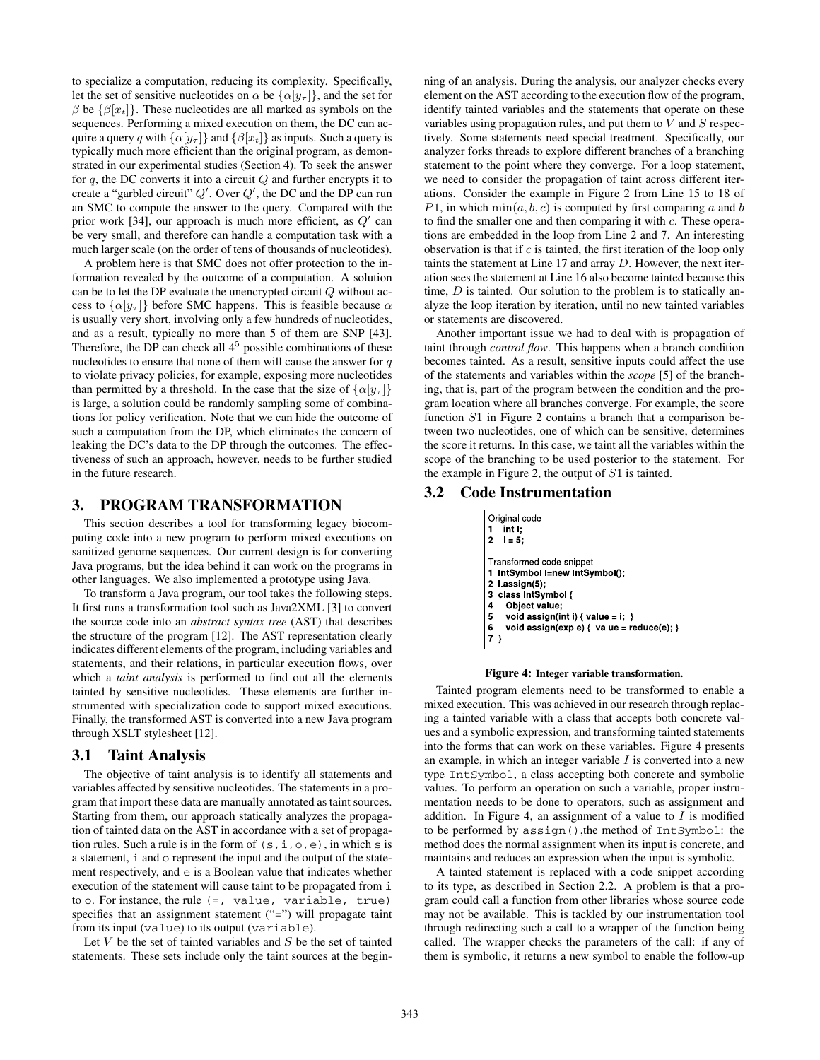to specialize a computation, reducing its complexity. Specifically, let the set of sensitive nucleotides on $\alpha$ be $\{\alpha[y_\tau]\}$, and the set for $\beta$ be $\{\beta[x_t]\}$. These nucleotides are all marked as symbols on the sequences. Performing a mixed execution on them, the DC can acquire a query $q$ with $\{\alpha[y_\tau]\}$ and $\{\beta[x_t]\}$ as inputs. Such a query is typically much more efficient than the original program, as demonstrated in our experimental studies (Section 4). To seek the answer for $q$, the DC converts it into a circuit $Q$ and further encrypts it to create a "garbled circuit" $Q'$. Over $Q'$, the DC and the DP can run an SMC to compute the answer to the query. Compared with the prior work [34], our approach is much more efficient, as $Q'$ can be very small, and therefore can handle a computation task with a much larger scale (on the order of tens of thousands of nucleotides).

A problem here is that SMC does not offer protection to the information revealed by the outcome of a computation. A solution can be to let the DP evaluate the unencrypted circuit $Q$ without access to $\{\alpha[y_\tau]\}$ before SMC happens. This is feasible because $\alpha$ is usually very short, involving only a few hundreds of nucleotides, and as a result, typically no more than 5 of them are SNP [43]. Therefore, the DP can check all $4^5$ possible combinations of these nucleotides to ensure that none of them will cause the answer for $q$ to violate privacy policies, for example, exposing more nucleotides than permitted by a threshold. In the case that the size of $\{\alpha[y_\tau]\}$ is large, a solution could be randomly sampling some of combinations for policy verification. Note that we can hide the outcome of such a computation from the DP, which eliminates the concern of leaking the DC's data to the DP through the outcomes. The effectiveness of such an approach, however, needs to be further studied in the future research.

## 3. PROGRAM TRANSFORMATION

This section describes a tool for transforming legacy biocomputing code into a new program to perform mixed executions on sanitized genome sequences. Our current design is for converting Java programs, but the idea behind it can work on the programs in other languages. We also implemented a prototype using Java.

To transform a Java program, our tool takes the following steps. It first runs a transformation tool such as Java2XML [3] to convert the source code into an *abstract syntax tree* (AST) that describes the structure of the program [12]. The AST representation clearly indicates different elements of the program, including variables and statements, and their relations, in particular execution flows, over which a *taint analysis* is performed to find out all the elements tainted by sensitive nucleotides. These elements are further instrumented with specialization code to support mixed executions. Finally, the transformed AST is converted into a new Java program through XSLT stylesheet [12].

### 3.1 Taint Analysis

The objective of taint analysis is to identify all statements and variables affected by sensitive nucleotides. The statements in a program that import these data are manually annotated as taint sources. Starting from them, our approach statically analyzes the propagation of tainted data on the AST in accordance with a set of propagation rules. Such a rule is in the form of `(s, i, o, e)`, in which `s` is a statement, `i` and `o` represent the input and the output of the statement respectively, and `e` is a Boolean value that indicates whether execution of the statement will cause taint to be propagated from `i` to `o`. For instance, the rule `(=, value, variable, true)` specifies that an assignment statement ("`=`") will propagate taint from its input (`value`) to its output (`variable`).

Let $V$ be the set of tainted variables and $S$ be the set of tainted statements. These sets include only the taint sources at the beginning of an analysis. During the analysis, our analyzer checks every element on the AST according to the execution flow of the program, identify tainted variables and the statements that operate on these variables using propagation rules, and put them to $V$ and $S$ respectively. Some statements need special treatment. Specifically, our analyzer forks threads to explore different branches of a branching statement to the point where they converge. For a loop statement, we need to consider the propagation of taint across different iterations. Consider the example in Figure 2 from Line 15 to 18 of $P1$, in which $\min(a, b, c)$ is computed by first comparing $a$ and $b$ to find the smaller one and then comparing it with $c$. These operations are embedded in the loop from Line 2 and 7. An interesting observation is that if $c$ is tainted, the first iteration of the loop only taints the statement at Line 17 and array $D$. However, the next iteration sees the statement at Line 16 also become tainted because this time, $D$ is tainted. Our solution to the problem is to statically analyze the loop iteration by iteration, until no new tainted variables or statements are discovered.

Another important issue we had to deal with is propagation of taint through *control flow*. This happens when a branch condition becomes tainted. As a result, sensitive inputs could affect the use of the statements and variables within the *scope* [5] of the branching, that is, part of the program between the condition and the program location where all branches converge. For example, the score function $S1$ in Figure 2 contains a branch that a comparison between two nucleotides, one of which can be sensitive, determines the score it returns. In this case, we taint all the variables within the scope of the branching to be used posterior to the statement. For the example in Figure 2, the output of $S1$ is tainted.

### 3.2 Code Instrumentation

```
Original code
1  int I;
2  I = 5;

Transformed code snippet
1 IntSymbol I=new IntSymbol();
2 I.assign(5);
3 class IntSymbol {
4    Object value;
5    void assign(int i) { value = i;  }
6    void assign(exp e) {  value = reduce(e); }
7 }
```

**Figure 4: Integer variable transformation.**

Tainted program elements need to be transformed to enable a mixed execution. This was achieved in our research through replacing a tainted variable with a class that accepts both concrete values and a symbolic expression, and transforming tainted statements into the forms that can work on these variables. Figure 4 presents an example, in which an integer variable $I$ is converted into a new type `IntSymbol`, a class accepting both concrete and symbolic values. To perform an operation on such a variable, proper instrumentation needs to be done to operators, such as assignment and addition. In Figure 4, an assignment of a value to $I$ is modified to be performed by `assign()`,the method of `IntSymbol`: the method does the normal assignment when its input is concrete, and maintains and reduces an expression when the input is symbolic.

A tainted statement is replaced with a code snippet according to its type, as described in Section 2.2. A problem is that a program could call a function from other libraries whose source code may not be available. This is tackled by our instrumentation tool through redirecting such a call to a wrapper of the function being called. The wrapper checks the parameters of the call: if any of them is symbolic, it returns a new symbol to enable the follow-up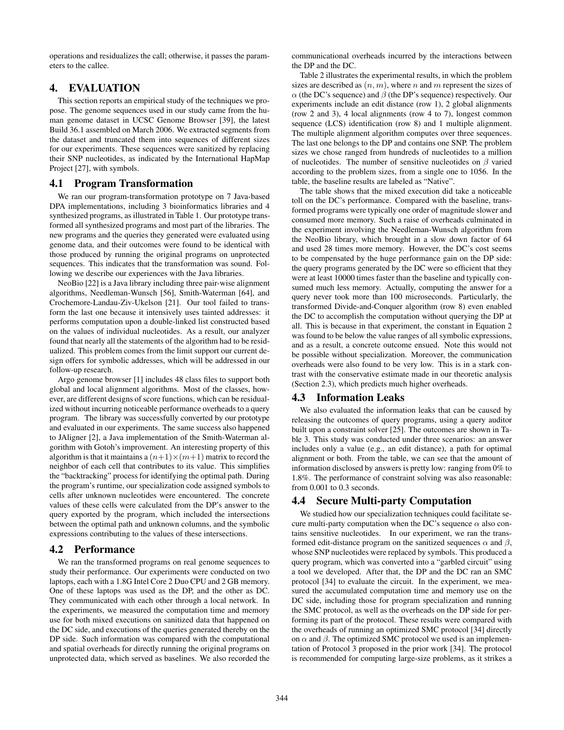operations and residualizes the call; otherwise, it passes the parameters to the callee.

## 4. EVALUATION

This section reports an empirical study of the techniques we propose. The genome sequences used in our study came from the human genome dataset in UCSC Genome Browser [39], the latest Build 36.1 assembled on March 2006. We extracted segments from the dataset and truncated them into sequences of different sizes for our experiments. These sequences were sanitized by replacing their SNP nucleotides, as indicated by the International HapMap Project [27], with symbols.

### 4.1 Program Transformation

We ran our program-transformation prototype on 7 Java-based DPA implementations, including 3 bioinformatics libraries and 4 synthesized programs, as illustrated in Table 1. Our prototype transformed all synthesized programs and most part of the libraries. The new programs and the queries they generated were evaluated using genome data, and their outcomes were found to be identical with those produced by running the original programs on unprotected sequences. This indicates that the transformation was sound. Following we describe our experiences with the Java libraries.

NeoBio [22] is a Java library including three pair-wise alignment algorithms, Needleman-Wunsch [56], Smith-Waterman [64], and Crochemore-Landau-Ziv-Ukelson [21]. Our tool failed to transform the last one because it intensively uses tainted addresses: it performs computation upon a double-linked list constructed based on the values of individual nucleotides. As a result, our analyzer found that nearly all the statements of the algorithm had to be residualized. This problem comes from the limit support our current design offers for symbolic addresses, which will be addressed in our follow-up research.

Argo genome browser [1] includes 48 class files to support both global and local alignment algorithms. Most of the classes, however, are different designs of score functions, which can be residualized without incurring noticeable performance overheads to a query program. The library was successfully converted by our prototype and evaluated in our experiments. The same success also happened to JAligner [2], a Java implementation of the Smith-Waterman algorithm with Gotoh's improvement. An interesting property of this algorithm is that it maintains a $(n+1)\times(m+1)$ matrix to record the neighbor of each cell that contributes to its value. This simplifies the "backtracking" process for identifying the optimal path. During the program's runtime, our specialization code assigned symbols to cells after unknown nucleotides were encountered. The concrete values of these cells were calculated from the DP's answer to the query exported by the program, which included the intersections between the optimal path and unknown columns, and the symbolic expressions contributing to the values of these intersections.

### 4.2 Performance

We ran the transformed programs on real genome sequences to study their performance. Our experiments were conducted on two laptops, each with a 1.8G Intel Core 2 Duo CPU and 2 GB memory. One of these laptops was used as the DP, and the other as DC. They communicated with each other through a local network. In the experiments, we measured the computation time and memory use for both mixed executions on sanitized data that happened on the DC side, and executions of the queries generated thereby on the DP side. Such information was compared with the computational and spatial overheads for directly running the original programs on unprotected data, which served as baselines. We also recorded the communicational overheads incurred by the interactions between the DP and the DC.

Table 2 illustrates the experimental results, in which the problem sizes are described as $(n, m)$, where $n$ and $m$ represent the sizes of $\alpha$ (the DC's sequence) and $\beta$ (the DP's sequence) respectively. Our experiments include an edit distance (row 1), 2 global alignments (row 2 and 3), 4 local alignments (row 4 to 7), longest common sequence (LCS) identification (row 8) and 1 multiple alignment. The multiple alignment algorithm computes over three sequences. The last one belongs to the DP and contains one SNP. The problem sizes we chose ranged from hundreds of nucleotides to a million of nucleotides. The number of sensitive nucleotides on $\beta$ varied according to the problem sizes, from a single one to 1056. In the table, the baseline results are labeled as "Native".

The table shows that the mixed execution did take a noticeable toll on the DC's performance. Compared with the baseline, transformed programs were typically one order of magnitude slower and consumed more memory. Such a raise of overheads culminated in the experiment involving the Needleman-Wunsch algorithm from the NeoBio library, which brought in a slow down factor of 64 and used 28 times more memory. However, the DC's cost seems to be compensated by the huge performance gain on the DP side: the query programs generated by the DC were so efficient that they were at least 10000 times faster than the baseline and typically consumed much less memory. Actually, computing the answer for a query never took more than 100 microseconds. Particularly, the transformed Divide-and-Conquer algorithm (row 8) even enabled the DC to accomplish the computation without querying the DP at all. This is because in that experiment, the constant in Equation 2 was found to be below the value ranges of all symbolic expressions, and as a result, a concrete outcome ensued. Note this would not be possible without specialization. Moreover, the communication overheads were also found to be very low. This is in a stark contrast with the conservative estimate made in our theoretic analysis (Section 2.3), which predicts much higher overheads.

### 4.3 Information Leaks

We also evaluated the information leaks that can be caused by releasing the outcomes of query programs, using a query auditor built upon a constraint solver [25]. The outcomes are shown in Table 3. This study was conducted under three scenarios: an answer includes only a value (e.g., an edit distance), a path for optimal alignment or both. From the table, we can see that the amount of information disclosed by answers is pretty low: ranging from 0% to 1.8%. The performance of constraint solving was also reasonable: from 0.001 to 0.3 seconds.

### 4.4 Secure Multi-party Computation

We studied how our specialization techniques could facilitate secure multi-party computation when the DC's sequence $\alpha$ also contains sensitive nucleotides. In our experiment, we ran the transformed edit-distance program on the sanitized sequences $\alpha$ and $\beta$, whose SNP nucleotides were replaced by symbols. This produced a query program, which was converted into a "garbled circuit" using a tool we developed. After that, the DP and the DC ran an SMC protocol [34] to evaluate the circuit. In the experiment, we measured the accumulated computation time and memory use on the DC side, including those for program specialization and running the SMC protocol, as well as the overheads on the DP side for performing its part of the protocol. These results were compared with the overheads of running an optimized SMC protocol [34] directly on $\alpha$ and $\beta$. The optimized SMC protocol we used is an implementation of Protocol 3 proposed in the prior work [34]. The protocol is recommended for computing large-size problems, as it strikes a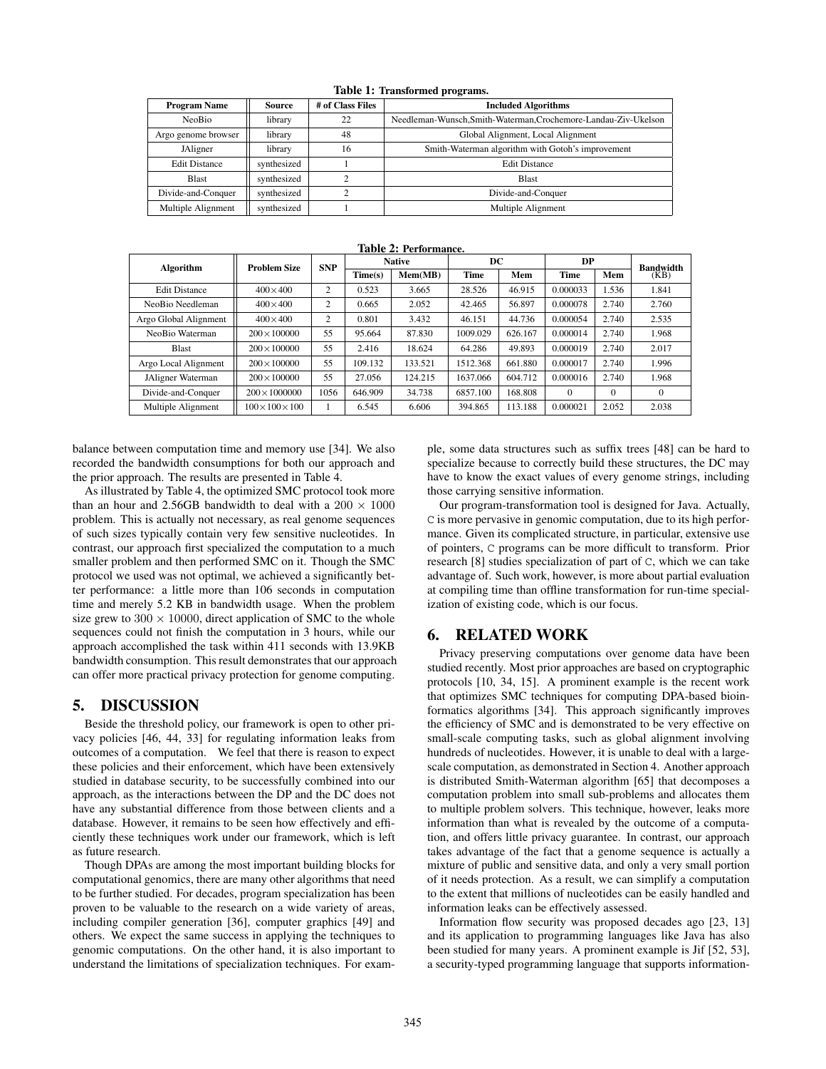**Table 1: Transformed programs.**

| Program Name | Source | # of Class Files | Included Algorithms |
|---|---|---|---|
| NeoBio | library | 22 | Needleman-Wunsch,Smith-Waterman,Crochemore-Landau-Ziv-Ukelson |
| Argo genome browser | library | 48 | Global Alignment, Local Alignment |
| JAligner | library | 16 | Smith-Waterman algorithm with Gotoh's improvement |
| Edit Distance | synthesized | 1 | Edit Distance |
| Blast | synthesized | 2 | Blast |
| Divide-and-Conquer | synthesized | 2 | Divide-and-Conquer |
| Multiple Alignment | synthesized | 1 | Multiple Alignment |

**Table 2: Performance.**

| Algorithm | Problem Size | SNP | Native | | DC | | DP | | Bandwidth (KB) |
|---|---|---|---|---|---|---|---|---|---|
| | | | Time(s) | Mem(MB) | Time | Mem | Time | Mem | |
| Edit Distance | 400×400 | 2 | 0.523 | 3.665 | 28.526 | 46.915 | 0.000033 | 1.536 | 1.841 |
| NeoBio Needleman | 400×400 | 2 | 0.665 | 2.052 | 42.465 | 56.897 | 0.000078 | 2.740 | 2.760 |
| Argo Global Alignment | 400×400 | 2 | 0.801 | 3.432 | 46.151 | 44.736 | 0.000054 | 2.740 | 2.535 |
| NeoBio Waterman | 200×100000 | 55 | 95.664 | 87.830 | 1009.029 | 626.167 | 0.000014 | 2.740 | 1.968 |
| Blast | 200×100000 | 55 | 2.416 | 18.624 | 64.286 | 49.893 | 0.000019 | 2.740 | 2.017 |
| Argo Local Alignment | 200×100000 | 55 | 109.132 | 133.521 | 1512.368 | 661.880 | 0.000017 | 2.740 | 1.996 |
| JAligner Waterman | 200×100000 | 55 | 27.056 | 124.215 | 1637.066 | 604.712 | 0.000016 | 2.740 | 1.968 |
| Divide-and-Conquer | 200×1000000 | 1056 | 646.909 | 34.738 | 6857.100 | 168.808 | 0 | 0 | 0 |
| Multiple Alignment | 100×100×100 | 1 | 6.545 | 6.606 | 394.865 | 113.188 | 0.000021 | 2.052 | 2.038 |

balance between computation time and memory use [34]. We also recorded the bandwidth consumptions for both our approach and the prior approach. The results are presented in Table 4.

As illustrated by Table 4, the optimized SMC protocol took more than an hour and 2.56GB bandwidth to deal with a $200 \times 1000$ problem. This is actually not necessary, as real genome sequences of such sizes typically contain very few sensitive nucleotides. In contrast, our approach first specialized the computation to a much smaller problem and then performed SMC on it. Though the SMC protocol we used was not optimal, we achieved a significantly better performance: a little more than 106 seconds in computation time and merely 5.2 KB in bandwidth usage. When the problem size grew to $300 \times 10000$, direct application of SMC to the whole sequences could not finish the computation in 3 hours, while our approach accomplished the task within 411 seconds with 13.9KB bandwidth consumption. This result demonstrates that our approach can offer more practical privacy protection for genome computing.

## 5. DISCUSSION

Beside the threshold policy, our framework is open to other privacy policies [46, 44, 33] for regulating information leaks from outcomes of a computation. We feel that there is reason to expect these policies and their enforcement, which have been extensively studied in database security, to be successfully combined into our approach, as the interactions between the DP and the DC does not have any substantial difference from those between clients and a database. However, it remains to be seen how effectively and efficiently these techniques work under our framework, which is left as future research.

Though DPAs are among the most important building blocks for computational genomics, there are many other algorithms that need to be further studied. For decades, program specialization has been proven to be valuable to the research on a wide variety of areas, including compiler generation [36], computer graphics [49] and others. We expect the same success in applying the techniques to genomic computations. On the other hand, it is also important to understand the limitations of specialization techniques. For example, some data structures such as suffix trees [48] can be hard to specialize because to correctly build these structures, the DC may have to know the exact values of every genome strings, including those carrying sensitive information.

Our program-transformation tool is designed for Java. Actually, C is more pervasive in genomic computation, due to its high performance. Given its complicated structure, in particular, extensive use of pointers, C programs can be more difficult to transform. Prior research [8] studies specialization of part of C, which we can take advantage of. Such work, however, is more about partial evaluation at compiling time than offline transformation for run-time specialization of existing code, which is our focus.

## 6. RELATED WORK

Privacy preserving computations over genome data have been studied recently. Most prior approaches are based on cryptographic protocols [10, 34, 15]. A prominent example is the recent work that optimizes SMC techniques for computing DPA-based bioinformatics algorithms [34]. This approach significantly improves the efficiency of SMC and is demonstrated to be very effective on small-scale computing tasks, such as global alignment involving hundreds of nucleotides. However, it is unable to deal with a large-scale computation, as demonstrated in Section 4. Another approach is distributed Smith-Waterman algorithm [65] that decomposes a computation problem into small sub-problems and allocates them to multiple problem solvers. This technique, however, leaks more information than what is revealed by the outcome of a computation, and offers little privacy guarantee. In contrast, our approach takes advantage of the fact that a genome sequence is actually a mixture of public and sensitive data, and only a very small portion of it needs protection. As a result, we can simplify a computation to the extent that millions of nucleotides can be easily handled and information leaks can be effectively assessed.

Information flow security was proposed decades ago [23, 13] and its application to programming languages like Java has also been studied for many years. A prominent example is Jif [52, 53], a security-typed programming language that supports information-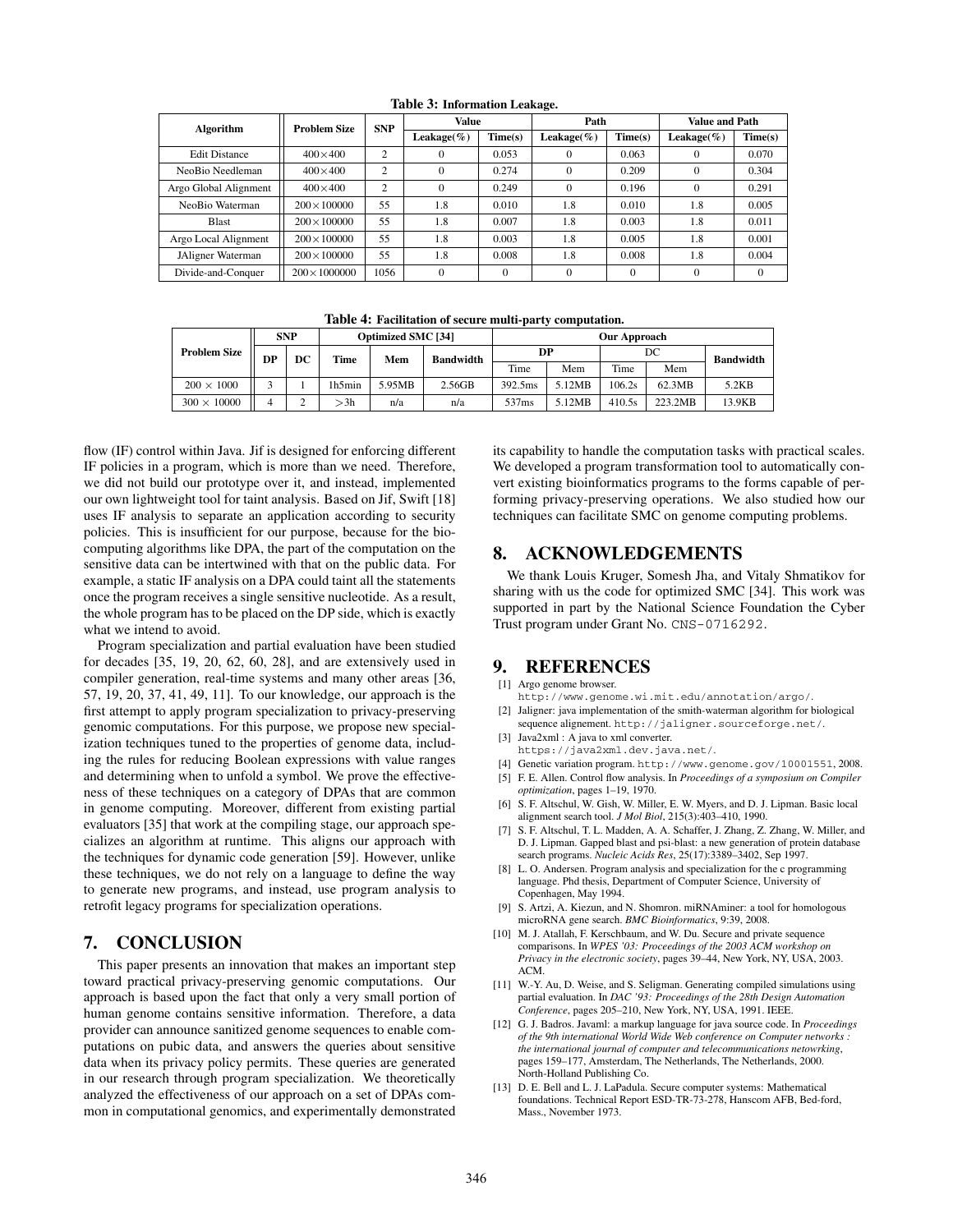**Table 3: Information Leakage.**

| Algorithm | Problem Size | SNP | Value | | Path | | Value and Path | |
|---|---|---|---|---|---|---|---|---|
| | | | Leakage(%) | Time(s) | Leakage(%) | Time(s) | Leakage(%) | Time(s) |
| Edit Distance | 400×400 | 2 | 0 | 0.053 | 0 | 0.063 | 0 | 0.070 |
| NeoBio Needleman | 400×400 | 2 | 0 | 0.274 | 0 | 0.209 | 0 | 0.304 |
| Argo Global Alignment | 400×400 | 2 | 0 | 0.249 | 0 | 0.196 | 0 | 0.291 |
| NeoBio Waterman | 200×100000 | 55 | 1.8 | 0.010 | 1.8 | 0.010 | 1.8 | 0.005 |
| Blast | 200×100000 | 55 | 1.8 | 0.007 | 1.8 | 0.003 | 1.8 | 0.011 |
| Argo Local Alignment | 200×100000 | 55 | 1.8 | 0.003 | 1.8 | 0.005 | 1.8 | 0.001 |
| JAligner Waterman | 200×100000 | 55 | 1.8 | 0.008 | 1.8 | 0.008 | 1.8 | 0.004 |
| Divide-and-Conquer | 200×1000000 | 1056 | 0 | 0 | 0 | 0 | 0 | 0 |

**Table 4: Facilitation of secure multi-party computation.**

| Problem Size | SNP | | Optimized SMC [34] | | | Our Approach | | | | |
|---|---|---|---|---|---|---|---|---|---|---|
| | DP | DC | Time | Mem | Bandwidth | DP | | DC | | Bandwidth |
| | | | | | | Time | Mem | Time | Mem | |
| 200 × 1000 | 3 | 1 | 1h5min | 5.95MB | 2.56GB | 392.5ms | 5.12MB | 106.2s | 62.3MB | 5.2KB |
| 300 × 10000 | 4 | 2 | >3h | n/a | n/a | 537ms | 5.12MB | 410.5s | 223.2MB | 13.9KB |

flow (IF) control within Java. Jif is designed for enforcing different IF policies in a program, which is more than we need. Therefore, we did not build our prototype over it, and instead, implemented our own lightweight tool for taint analysis. Based on Jif, Swift [18] uses IF analysis to separate an application according to security policies. This is insufficient for our purpose, because for the biocomputing algorithms like DPA, the part of the computation on the sensitive data can be intertwined with that on the public data. For example, a static IF analysis on a DPA could taint all the statements once the program receives a single sensitive nucleotide. As a result, the whole program has to be placed on the DP side, which is exactly what we intend to avoid.

Program specialization and partial evaluation have been studied for decades [35, 19, 20, 62, 60, 28], and are extensively used in compiler generation, real-time systems and many other areas [36, 57, 19, 20, 37, 41, 49, 11]. To our knowledge, our approach is the first attempt to apply program specialization to privacy-preserving genomic computations. For this purpose, we propose new specialization techniques tuned to the properties of genome data, including the rules for reducing Boolean expressions with value ranges and determining when to unfold a symbol. We prove the effectiveness of these techniques on a category of DPAs that are common in genome computing. Moreover, different from existing partial evaluators [35] that work at the compiling stage, our approach specializes an algorithm at runtime. This aligns our approach with the techniques for dynamic code generation [59]. However, unlike these techniques, we do not rely on a language to define the way to generate new programs, and instead, use program analysis to retrofit legacy programs for specialization operations.

## 7. CONCLUSION

This paper presents an innovation that makes an important step toward practical privacy-preserving genomic computations. Our approach is based upon the fact that only a very small portion of human genome contains sensitive information. Therefore, a data provider can announce sanitized genome sequences to enable computations on pubic data, and answers the queries about sensitive data when its privacy policy permits. These queries are generated in our research through program specialization. We theoretically analyzed the effectiveness of our approach on a set of DPAs common in computational genomics, and experimentally demonstrated its capability to handle the computation tasks with practical scales. We developed a program transformation tool to automatically convert existing bioinformatics programs to the forms capable of performing privacy-preserving operations. We also studied how our techniques can facilitate SMC on genome computing problems.

## 8. ACKNOWLEDGEMENTS

We thank Louis Kruger, Somesh Jha, and Vitaly Shmatikov for sharing with us the code for optimized SMC [34]. This work was supported in part by the National Science Foundation the Cyber Trust program under Grant No. CNS-0716292.

## 9. REFERENCES

[1] Argo genome browser. http://www.genome.wi.mit.edu/annotation/argo/.

[2] Jaligner: java implementation of the smith-waterman algorithm for biological sequence alignement. http://jaligner.sourceforge.net/.

[3] Java2xml : A java to xml converter. https://java2xml.dev.java.net/.

[4] Genetic variation program. http://www.genome.gov/10001551, 2008.

[5] F. E. Allen. Control flow analysis. In *Proceedings of a symposium on Compiler optimization*, pages 1–19, 1970.

[6] S. F. Altschul, W. Gish, W. Miller, E. W. Myers, and D. J. Lipman. Basic local alignment search tool. *J Mol Biol*, 215(3):403–410, 1990.

[7] S. F. Altschul, T. L. Madden, A. A. Schaffer, J. Zhang, Z. Zhang, W. Miller, and D. J. Lipman. Gapped blast and psi-blast: a new generation of protein database search programs. *Nucleic Acids Res*, 25(17):3389–3402, Sep 1997.

[8] L. O. Andersen. Program analysis and specialization for the c programming language. Phd thesis, Department of Computer Science, University of Copenhagen, May 1994.

[9] S. Artzi, A. Kiezun, and N. Shomron. miRNAminer: a tool for homologous microRNA gene search. *BMC Bioinformatics*, 9:39, 2008.

[10] M. J. Atallah, F. Kerschbaum, and W. Du. Secure and private sequence comparisons. In *WPES '03: Proceedings of the 2003 ACM workshop on Privacy in the electronic society*, pages 39–44, New York, NY, USA, 2003. ACM.

[11] W.-Y. Au, D. Weise, and S. Seligman. Generating compiled simulations using partial evaluation. In *DAC '93: Proceedings of the 28th Design Automation Conference*, pages 205–210, New York, NY, USA, 1991. IEEE.

[12] G. J. Badros. Javaml: a markup language for java source code. In *Proceedings of the 9th international World Wide Web conference on Computer networks : the international journal of computer and telecommunications netowrking*, pages 159–177, Amsterdam, The Netherlands, The Netherlands, 2000. North-Holland Publishing Co.

[13] D. E. Bell and L. J. LaPadula. Secure computer systems: Mathematical foundations. Technical Report ESD-TR-73-278, Hanscom AFB, Bed-ford, Mass., November 1973.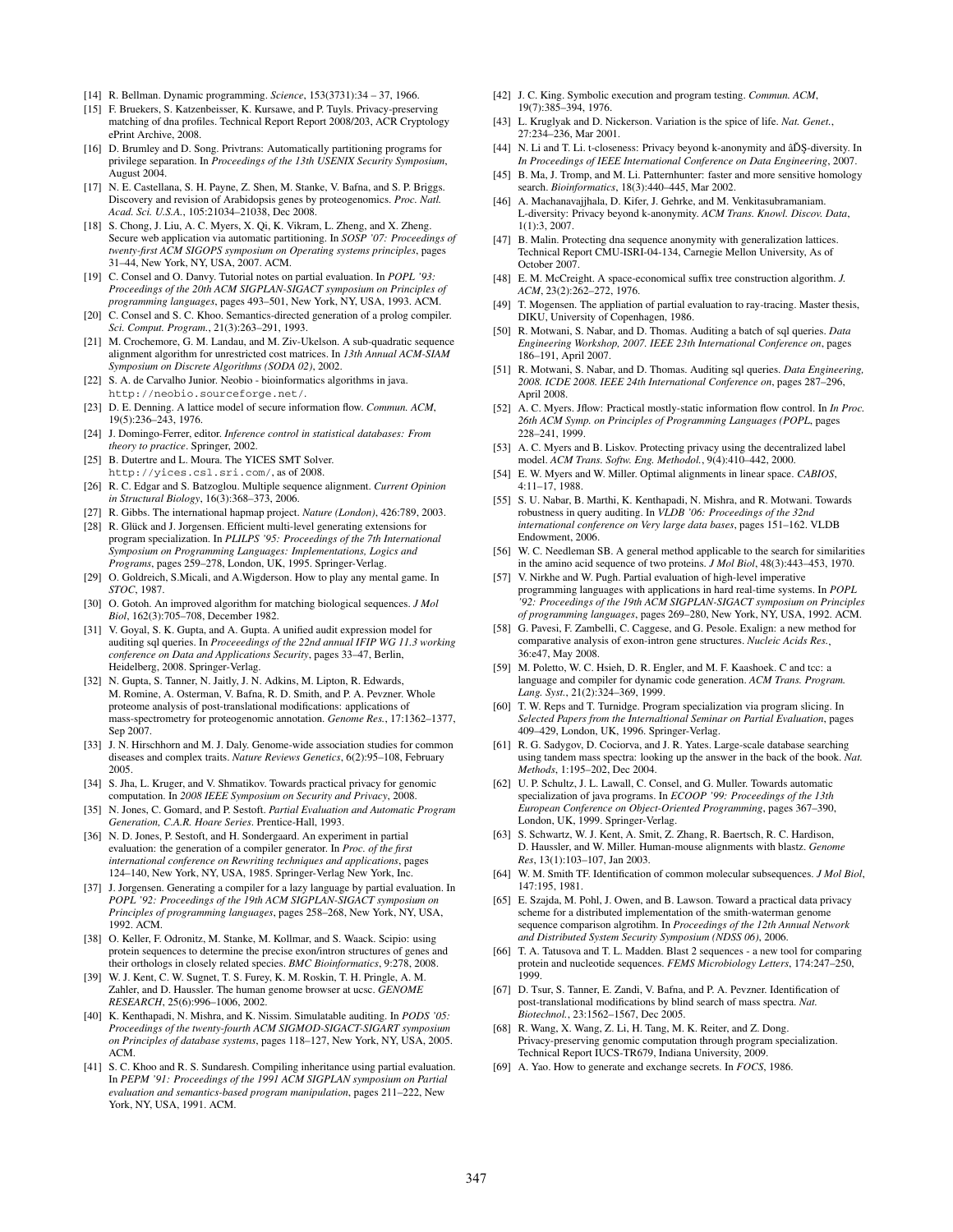[14] R. Bellman. Dynamic programming. *Science*, 153(3731):34 – 37, 1966.

[15] F. Bruekers, S. Katzenbeisser, K. Kursawe, and P. Tuyls. Privacy-preserving matching of dna profiles. Technical Report Report 2008/203, ACR Cryptology ePrint Archive, 2008.

[16] D. Brumley and D. Song. Privtrans: Automatically partitioning programs for privilege separation. In *Proceedings of the 13th USENIX Security Symposium*, August 2004.

[17] N. E. Castellana, S. H. Payne, Z. Shen, M. Stanke, V. Bafna, and S. P. Briggs. Discovery and revision of Arabidopsis genes by proteogenomics. *Proc. Natl. Acad. Sci. U.S.A.*, 105:21034–21038, Dec 2008.

[18] S. Chong, J. Liu, A. C. Myers, X. Qi, K. Vikram, L. Zheng, and X. Zheng. Secure web application via automatic partitioning. In *SOSP '07: Proceedings of twenty-first ACM SIGOPS symposium on Operating systems principles*, pages 31–44, New York, NY, USA, 2007. ACM.

[19] C. Consel and O. Danvy. Tutorial notes on partial evaluation. In *POPL '93: Proceedings of the 20th ACM SIGPLAN-SIGACT symposium on Principles of programming languages*, pages 493–501, New York, NY, USA, 1993. ACM.

[20] C. Consel and S. C. Khoo. Semantics-directed generation of a prolog compiler. *Sci. Comput. Program.*, 21(3):263–291, 1993.

[21] M. Crochemore, G. M. Landau, and M. Ziv-Ukelson. A sub-quadratic sequence alignment algorithm for unrestricted cost matrices. In *13th Annual ACM-SIAM Symposium on Discrete Algorithms (SODA 02)*, 2002.

[22] S. A. de Carvalho Junior. Neobio - bioinformatics algorithms in java. http://neobio.sourceforge.net/.

[23] D. E. Denning. A lattice model of secure information flow. *Commun. ACM*, 19(5):236–243, 1976.

[24] J. Domingo-Ferrer, editor. *Inference control in statistical databases: From theory to practice*. Springer, 2002.

[25] B. Dutertre and L. Moura. The YICES SMT Solver. http://yices.csl.sri.com/, as of 2008.

[26] R. C. Edgar and S. Batzoglou. Multiple sequence alignment. *Current Opinion in Structural Biology*, 16(3):368–373, 2006.

[27] R. Gibbs. The international hapmap project. *Nature (London)*, 426:789, 2003.

[28] R. Glück and J. Jorgensen. Efficient multi-level generating extensions for program specialization. In *PLILPS '95: Proceedings of the 7th International Symposium on Programming Languages: Implementations, Logics and Programs*, pages 259–278, London, UK, 1995. Springer-Verlag.

[29] O. Goldreich, S.Micali, and A.Wigderson. How to play any mental game. In *STOC*, 1987.

[30] O. Gotoh. An improved algorithm for matching biological sequences. *J Mol Biol*, 162(3):705–708, December 1982.

[31] V. Goyal, S. K. Gupta, and A. Gupta. A unified audit expression model for auditing sql queries. In *Proceeedings of the 22nd annual IFIP WG 11.3 working conference on Data and Applications Security*, pages 33–47, Berlin, Heidelberg, 2008. Springer-Verlag.

[32] N. Gupta, S. Tanner, N. Jaitly, J. N. Adkins, M. Lipton, R. Edwards, M. Romine, A. Osterman, V. Bafna, R. D. Smith, and P. A. Pevzner. Whole proteome analysis of post-translational modifications: applications of mass-spectrometry for proteogenomic annotation. *Genome Res.*, 17:1362–1377, Sep 2007.

[33] J. N. Hirschhorn and M. J. Daly. Genome-wide association studies for common diseases and complex traits. *Nature Reviews Genetics*, 6(2):95–108, February 2005.

[34] S. Jha, L. Kruger, and V. Shmatikov. Towards practical privacy for genomic computation. In *2008 IEEE Symposium on Security and Privacy*, 2008.

[35] N. Jones, C. Gomard, and P. Sestoft. *Partial Evaluation and Automatic Program Generation, C.A.R. Hoare Series*. Prentice-Hall, 1993.

[36] N. D. Jones, P. Sestoft, and H. Sondergaard. An experiment in partial evaluation: the generation of a compiler generator. In *Proc. of the first international conference on Rewriting techniques and applications*, pages 124–140, New York, NY, USA, 1985. Springer-Verlag New York, Inc.

[37] J. Jorgensen. Generating a compiler for a lazy language by partial evaluation. In *POPL '92: Proceedings of the 19th ACM SIGPLAN-SIGACT symposium on Principles of programming languages*, pages 258–268, New York, NY, USA, 1992. ACM.

[38] O. Keller, F. Odronitz, M. Stanke, M. Kollmar, and S. Waack. Scipio: using protein sequences to determine the precise exon/intron structures of genes and their orthologs in closely related species. *BMC Bioinformatics*, 9:278, 2008.

[39] W. J. Kent, C. W. Sugnet, T. S. Furey, K. M. Roskin, T. H. Pringle, A. M. Zahler, and D. Haussler. The human genome browser at ucsc. *GENOME RESEARCH*, 25(6):996–1006, 2002.

[40] K. Kenthapadi, N. Mishra, and K. Nissim. Simulatable auditing. In *PODS '05: Proceedings of the twenty-fourth ACM SIGMOD-SIGACT-SIGART symposium on Principles of database systems*, pages 118–127, New York, NY, USA, 2005. ACM.

[41] S. C. Khoo and R. S. Sundaresh. Compiling inheritance using partial evaluation. In *PEPM '91: Proceedings of the 1991 ACM SIGPLAN symposium on Partial evaluation and semantics-based program manipulation*, pages 211–222, New York, NY, USA, 1991. ACM.

[42] J. C. King. Symbolic execution and program testing. *Commun. ACM*, 19(7):385–394, 1976.

[43] L. Kruglyak and D. Nickerson. Variation is the spice of life. *Nat. Genet.*, 27:234–236, Mar 2001.

[44] N. Li and T. Li. t-closeness: Privacy beyond k-anonymity and âĎŞ-diversity. In *In Proceedings of IEEE International Conference on Data Engineering*, 2007.

[45] B. Ma, J. Tromp, and M. Li. Patternhunter: faster and more sensitive homology search. *Bioinformatics*, 18(3):440–445, Mar 2002.

[46] A. Machanavajjhala, D. Kifer, J. Gehrke, and M. Venkitasubramaniam. L-diversity: Privacy beyond k-anonymity. *ACM Trans. Knowl. Discov. Data*, 1(1):3, 2007.

[47] B. Malin. Protecting dna sequence anonymity with generalization lattices. Technical Report CMU-ISRI-04-134, Carnegie Mellon University, As of October 2007.

[48] E. M. McCreight. A space-economical suffix tree construction algorithm. *J. ACM*, 23(2):262–272, 1976.

[49] T. Mogensen. The appliation of partial evaluation to ray-tracing. Master thesis, DIKU, University of Copenhagen, 1986.

[50] R. Motwani, S. Nabar, and D. Thomas. Auditing a batch of sql queries. *Data Engineering Workshop, 2007. IEEE 23th International Conference on*, pages 186–191, April 2007.

[51] R. Motwani, S. Nabar, and D. Thomas. Auditing sql queries. *Data Engineering, 2008. ICDE 2008. IEEE 24th International Conference on*, pages 287–296, April 2008.

[52] A. C. Myers. Jflow: Practical mostly-static information flow control. In *In Proc. 26th ACM Symp. on Principles of Programming Languages (POPL*, pages 228–241, 1999.

[53] A. C. Myers and B. Liskov. Protecting privacy using the decentralized label model. *ACM Trans. Softw. Eng. Methodol.*, 9(4):410–442, 2000.

[54] E. W. Myers and W. Miller. Optimal alignments in linear space. *CABIOS*, 4:11–17, 1988.

[55] S. U. Nabar, B. Marthi, K. Kenthapadi, N. Mishra, and R. Motwani. Towards robustness in query auditing. In *VLDB '06: Proceedings of the 32nd international conference on Very large data bases*, pages 151–162. VLDB Endowment, 2006.

[56] W. C. Needleman SB. A general method applicable to the search for similarities in the amino acid sequence of two proteins. *J Mol Biol*, 48(3):443–453, 1970.

[57] V. Nirkhe and W. Pugh. Partial evaluation of high-level imperative programming languages with applications in hard real-time systems. In *POPL '92: Proceedings of the 19th ACM SIGPLAN-SIGACT symposium on Principles of programming languages*, pages 269–280, New York, NY, USA, 1992. ACM.

[58] G. Pavesi, F. Zambelli, C. Caggese, and G. Pesole. Exalign: a new method for comparative analysis of exon-intron gene structures. *Nucleic Acids Res.*, 36:e47, May 2008.

[59] M. Poletto, W. C. Hsieh, D. R. Engler, and M. F. Kaashoek. C and tcc: a language and compiler for dynamic code generation. *ACM Trans. Program. Lang. Syst.*, 21(2):324–369, 1999.

[60] T. W. Reps and T. Turnidge. Program specialization via program slicing. In *Selected Papers from the Internaltional Seminar on Partial Evaluation*, pages 409–429, London, UK, 1996. Springer-Verlag.

[61] R. G. Sadygov, D. Cociorva, and J. R. Yates. Large-scale database searching using tandem mass spectra: looking up the answer in the back of the book. *Nat. Methods*, 1:195–202, Dec 2004.

[62] U. P. Schultz, J. L. Lawall, C. Consel, and G. Muller. Towards automatic specialization of java programs. In *ECOOP '99: Proceedings of the 13th European Conference on Object-Oriented Programming*, pages 367–390, London, UK, 1999. Springer-Verlag.

[63] S. Schwartz, W. J. Kent, A. Smit, Z. Zhang, R. Baertsch, R. C. Hardison, D. Haussler, and W. Miller. Human-mouse alignments with blastz. *Genome Res*, 13(1):103–107, Jan 2003.

[64] W. M. Smith TF. Identification of common molecular subsequences. *J Mol Biol*, 147:195, 1981.

[65] E. Szajda, M. Pohl, J. Owen, and B. Lawson. Toward a practical data privacy scheme for a distributed implementation of the smith-waterman genome sequence comparison algrotihm. In *Proceedings of the 12th Annual Network and Distributed System Security Symposium (NDSS 06)*, 2006.

[66] T. A. Tatusova and T. L. Madden. Blast 2 sequences - a new tool for comparing protein and nucleotide sequences. *FEMS Microbiology Letters*, 174:247–250, 1999.

[67] D. Tsur, S. Tanner, E. Zandi, V. Bafna, and P. A. Pevzner. Identification of post-translational modifications by blind search of mass spectra. *Nat. Biotechnol.*, 23:1562–1567, Dec 2005.

[68] R. Wang, X. Wang, Z. Li, H. Tang, M. K. Reiter, and Z. Dong. Privacy-preserving genomic computation through program specialization. Technical Report IUCS-TR679, Indiana University, 2009.

[69] A. Yao. How to generate and exchange secrets. In *FOCS*, 1986.